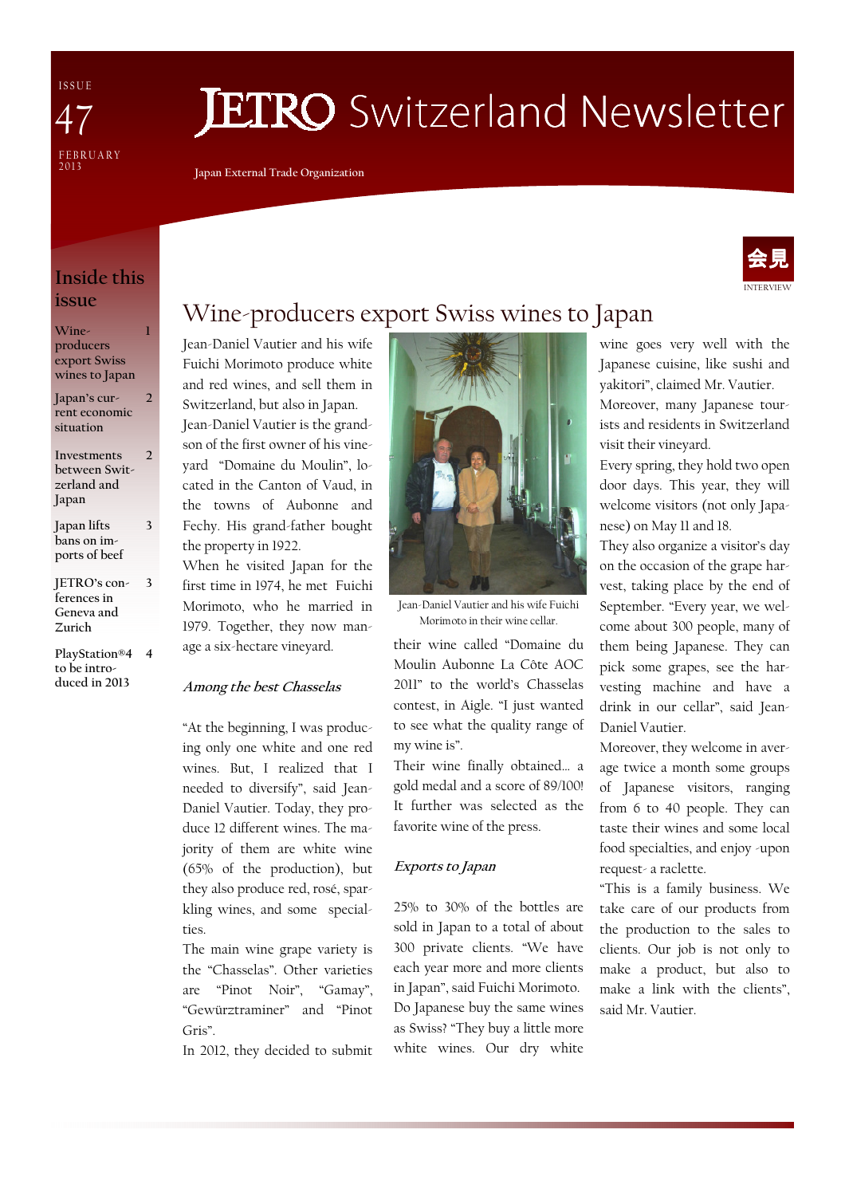ISSUE 47

FEBRUARY 2013

# JETRO Switzerland Newsletter

Japan External Trade Organization

## Inside this issue

- Wine-producers export Swiss wines to Japan — 1
- Japan's current economic situation — 2
- Investments between Switzerland and Japan — 2
- Japan lifts bans on imports of beef — 3
- JETRO's conferences in Geneva and Zurich — 3
- PlayStation®4 to be introduced in 2013 — 4

会見

INTERVIEW

## Wine-producers export Swiss wines to Japan

Jean-Daniel Vautier and his wife Fuichi Morimoto produce white and red wines, and sell them in Switzerland, but also in Japan.

Jean-Daniel Vautier is the grandson of the first owner of his vineyard "Domaine du Moulin", located in the Canton of Vaud, in the towns of Aubonne and Fechy. His grand-father bought the property in 1922.

When he visited Japan for the first time in 1974, he met Fuichi Morimoto, who he married in 1979. Together, they now manage a six-hectare vineyard.

### *Among the best Chasselas*

"At the beginning, I was producing only one white and one red wines. But, I realized that I needed to diversify", said Jean-Daniel Vautier. Today, they produce 12 different wines. The majority of them are white wine (65% of the production), but they also produce red, rosé, sparkling wines, and some specialties.

The main wine grape variety is the "Chasselas". Other varieties are "Pinot Noir", "Gamay", "Gewürztraminer" and "Pinot Gris".

In 2012, they decided to submit their wine called "Domaine du Moulin Aubonne La Côte AOC 2011" to the world's Chasselas contest, in Aigle. "I just wanted to see what the quality range of my wine is".

Their wine finally obtained… a gold medal and a score of 89/100! It further was selected as the favorite wine of the press.

Jean-Daniel Vautier and his wife Fuichi Morimoto in their wine cellar.

### *Exports to Japan*

25% to 30% of the bottles are sold in Japan to a total of about 300 private clients. "We have each year more and more clients in Japan", said Fuichi Morimoto. Do Japanese buy the same wines as Swiss? "They buy a little more white wines. Our dry white wine goes very well with the Japanese cuisine, like sushi and yakitori", claimed Mr. Vautier. Moreover, many Japanese tourists and residents in Switzerland visit their vineyard.

Every spring, they hold two open door days. This year, they will welcome visitors (not only Japanese) on May 11 and 18.

They also organize a visitor's day on the occasion of the grape harvest, taking place by the end of September. "Every year, we welcome about 300 people, many of them being Japanese. They can pick some grapes, see the harvesting machine and have a drink in our cellar", said Jean-Daniel Vautier.

Moreover, they welcome in average twice a month some groups of Japanese visitors, ranging from 6 to 40 people. They can taste their wines and some local food specialties, and enjoy -upon request- a raclette.

"This is a family business. We take care of our products from the production to the sales to clients. Our job is not only to make a product, but also to make a link with the clients", said Mr. Vautier.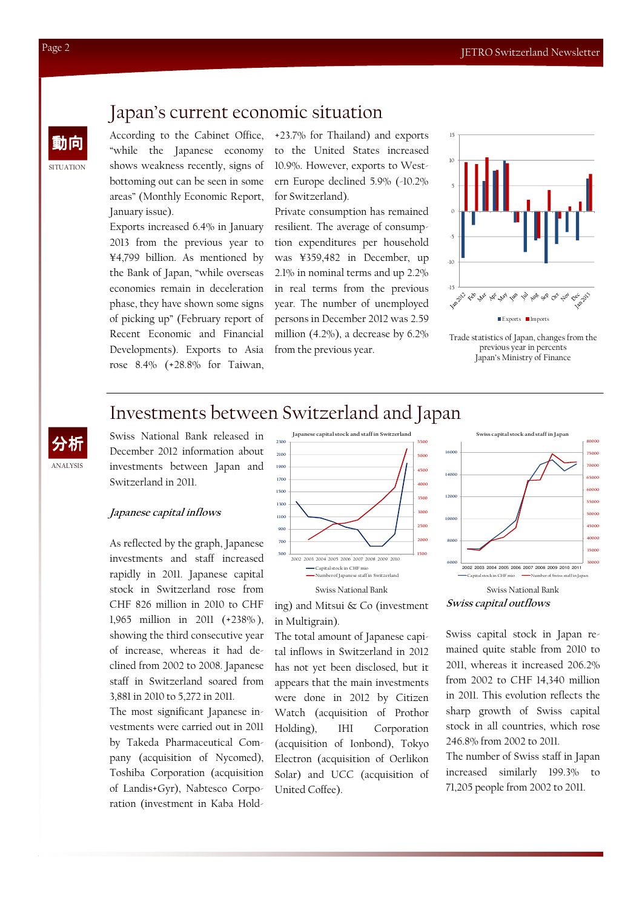# Japan's current economic situation

動向

SITUATION

According to the Cabinet Office, "while the Japanese economy shows weakness recently, signs of bottoming out can be seen in some areas" (Monthly Economic Report, January issue).

Exports increased 6.4% in January 2013 from the previous year to ¥4,799 billion. As mentioned by the Bank of Japan, "while overseas economies remain in deceleration phase, they have shown some signs of picking up" (February report of Recent Economic and Financial Developments). Exports to Asia rose 8.4% (+28.8% for Taiwan, +23.7% for Thailand) and exports to the United States increased 10.9%. However, exports to Western Europe declined 5.9% (-10.2% for Switzerland).

Private consumption has remained resilient. The average of consumption expenditures per household was ¥359,482 in December, up 2.1% in nominal terms and up 2.2% in real terms from the previous year. The number of unemployed persons in December 2012 was 2.59 million (4.2%), a decrease by 6.2% from the previous year.

Trade statistics of Japan, changes from the previous year in percents
Japan's Ministry of Finance

# Investments between Switzerland and Japan

分析

ANALYSIS

Swiss National Bank released in December 2012 information about investments between Japan and Switzerland in 2011.

*Japanese capital inflows*

As reflected by the graph, Japanese investments and staff increased rapidly in 2011. Japanese capital stock in Switzerland rose from CHF 826 million in 2010 to CHF 1,965 million in 2011 (+238%), showing the third consecutive year of increase, whereas it had declined from 2002 to 2008. Japanese staff in Switzerland soared from 3,881 in 2010 to 5,272 in 2011.

The most significant Japanese investments were carried out in 2011 by Takeda Pharmaceutical Company (acquisition of Nycomed), Toshiba Corporation (acquisition of Landis+Gyr), Nabtesco Corporation (investment in Kaba Holding) and Mitsui & Co (investment in Multigrain).

The total amount of Japanese capital inflows in Switzerland in 2012 has not yet been disclosed, but it appears that the main investments were done in 2012 by Citizen Watch (acquisition of Prothor Holding), IHI Corporation (acquisition of Ionbond), Tokyo Electron (acquisition of Oerlikon Solar) and UCC (acquisition of United Coffee).

Japanese capital stock and staff in Switzerland

Swiss National Bank

Swiss capital stock and staff in Japan

Swiss National Bank

*Swiss capital outflows*

Swiss capital stock in Japan remained quite stable from 2010 to 2011, whereas it increased 206.2% from 2002 to CHF 14,340 million in 2011. This evolution reflects the sharp growth of Swiss capital stock in all countries, which rose 246.8% from 2002 to 2011.

The number of Swiss staff in Japan increased similarly 199.3% to 71,205 people from 2002 to 2011.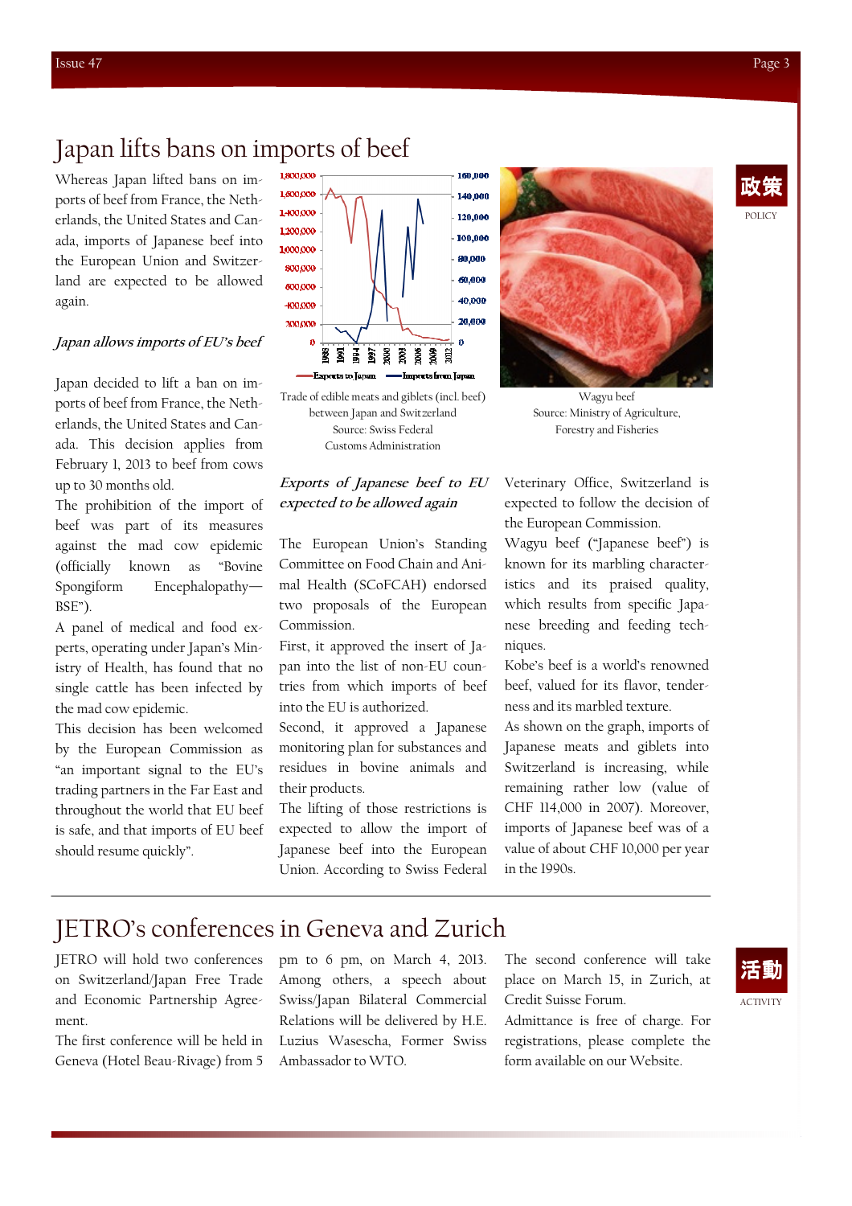# Japan lifts bans on imports of beef

Whereas Japan lifted bans on imports of beef from France, the Netherlands, the United States and Canada, imports of Japanese beef into the European Union and Switzerland are expected to be allowed again.

### *Japan allows imports of EU's beef*

Japan decided to lift a ban on imports of beef from France, the Netherlands, the United States and Canada. This decision applies from February 1, 2013 to beef from cows up to 30 months old.

The prohibition of the import of beef was part of its measures against the mad cow epidemic (officially known as "Bovine Spongiform Encephalopathy—BSE").

A panel of medical and food experts, operating under Japan's Ministry of Health, has found that no single cattle has been infected by the mad cow epidemic.

This decision has been welcomed by the European Commission as "an important signal to the EU's trading partners in the Far East and throughout the world that EU beef is safe, and that imports of EU beef should resume quickly".

Trade of edible meats and giblets (incl. beef) between Japan and Switzerland
Source: Swiss Federal Customs Administration

Wagyu beef
Source: Ministry of Agriculture, Forestry and Fisheries

### *Exports of Japanese beef to EU expected to be allowed again*

The European Union's Standing Committee on Food Chain and Animal Health (SCoFCAH) endorsed two proposals of the European Commission.

First, it approved the insert of Japan into the list of non-EU countries from which imports of beef into the EU is authorized.

Second, it approved a Japanese monitoring plan for substances and residues in bovine animals and their products.

The lifting of those restrictions is expected to allow the import of Japanese beef into the European Union. According to Swiss Federal Veterinary Office, Switzerland is expected to follow the decision of the European Commission.

Wagyu beef ("Japanese beef") is known for its marbling characteristics and its praised quality, which results from specific Japanese breeding and feeding techniques.

Kobe's beef is a world's renowned beef, valued for its flavor, tenderness and its marbled texture.

As shown on the graph, imports of Japanese meats and giblets into Switzerland is increasing, while remaining rather low (value of CHF 114,000 in 2007). Moreover, imports of Japanese beef was of a value of about CHF 10,000 per year in the 1990s.

政策
POLICY

# JETRO's conferences in Geneva and Zurich

JETRO will hold two conferences on Switzerland/Japan Free Trade and Economic Partnership Agreement.

The first conference will be held in Geneva (Hotel Beau-Rivage) from 5 pm to 6 pm, on March 4, 2013. Among others, a speech about Swiss/Japan Bilateral Commercial Relations will be delivered by H.E. Luzius Wasescha, Former Swiss Ambassador to WTO.

The second conference will take place on March 15, in Zurich, at Credit Suisse Forum.

Admittance is free of charge. For registrations, please complete the form available on our Website.

活動
ACTIVITY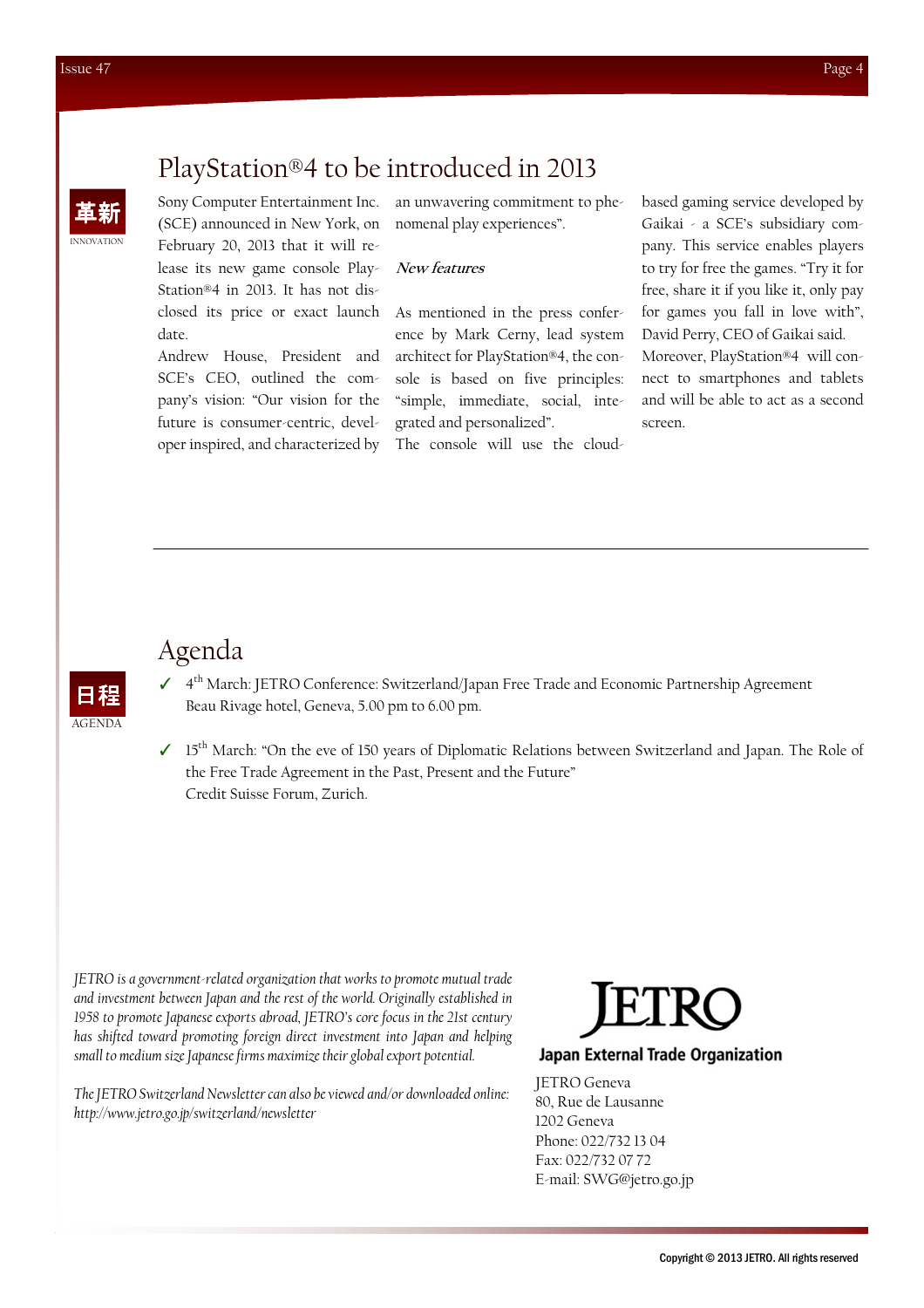## PlayStation®4 to be introduced in 2013

革新

INNOVATION

Sony Computer Entertainment Inc. (SCE) announced in New York, on February 20, 2013 that it will release its new game console PlayStation®4 in 2013. It has not disclosed its price or exact launch date.

Andrew House, President and SCE's CEO, outlined the company's vision: "Our vision for the future is consumer-centric, developer inspired, and characterized by an unwavering commitment to phenomenal play experiences".

***New features***

As mentioned in the press conference by Mark Cerny, lead system architect for PlayStation®4, the console is based on five principles: "simple, immediate, social, integrated and personalized".

The console will use the cloud-based gaming service developed by Gaikai - a SCE's subsidiary company. This service enables players to try for free the games. "Try it for free, share it if you like it, only pay for games you fall in love with", David Perry, CEO of Gaikai said.

Moreover, PlayStation®4 will connect to smartphones and tablets and will be able to act as a second screen.

---

## Agenda

日程

AGENDA

- ✓ 4th March: JETRO Conference: Switzerland/Japan Free Trade and Economic Partnership Agreement
  Beau Rivage hotel, Geneva, 5.00 pm to 6.00 pm.
- ✓ 15th March: "On the eve of 150 years of Diplomatic Relations between Switzerland and Japan. The Role of the Free Trade Agreement in the Past, Present and the Future"
  Credit Suisse Forum, Zurich.

*JETRO is a government-related organization that works to promote mutual trade and investment between Japan and the rest of the world. Originally established in 1958 to promote Japanese exports abroad, JETRO's core focus in the 21st century has shifted toward promoting foreign direct investment into Japan and helping small to medium size Japanese firms maximize their global export potential.*

*The JETRO Switzerland Newsletter can also be viewed and/or downloaded online: http://www.jetro.go.jp/switzerland/newsletter*

JETRO

Japan External Trade Organization

JETRO Geneva
80, Rue de Lausanne
1202 Geneva
Phone: 022/732 13 04
Fax: 022/732 07 72
E-mail: SWG@jetro.go.jp

Copyright © 2013 JETRO. All rights reserved